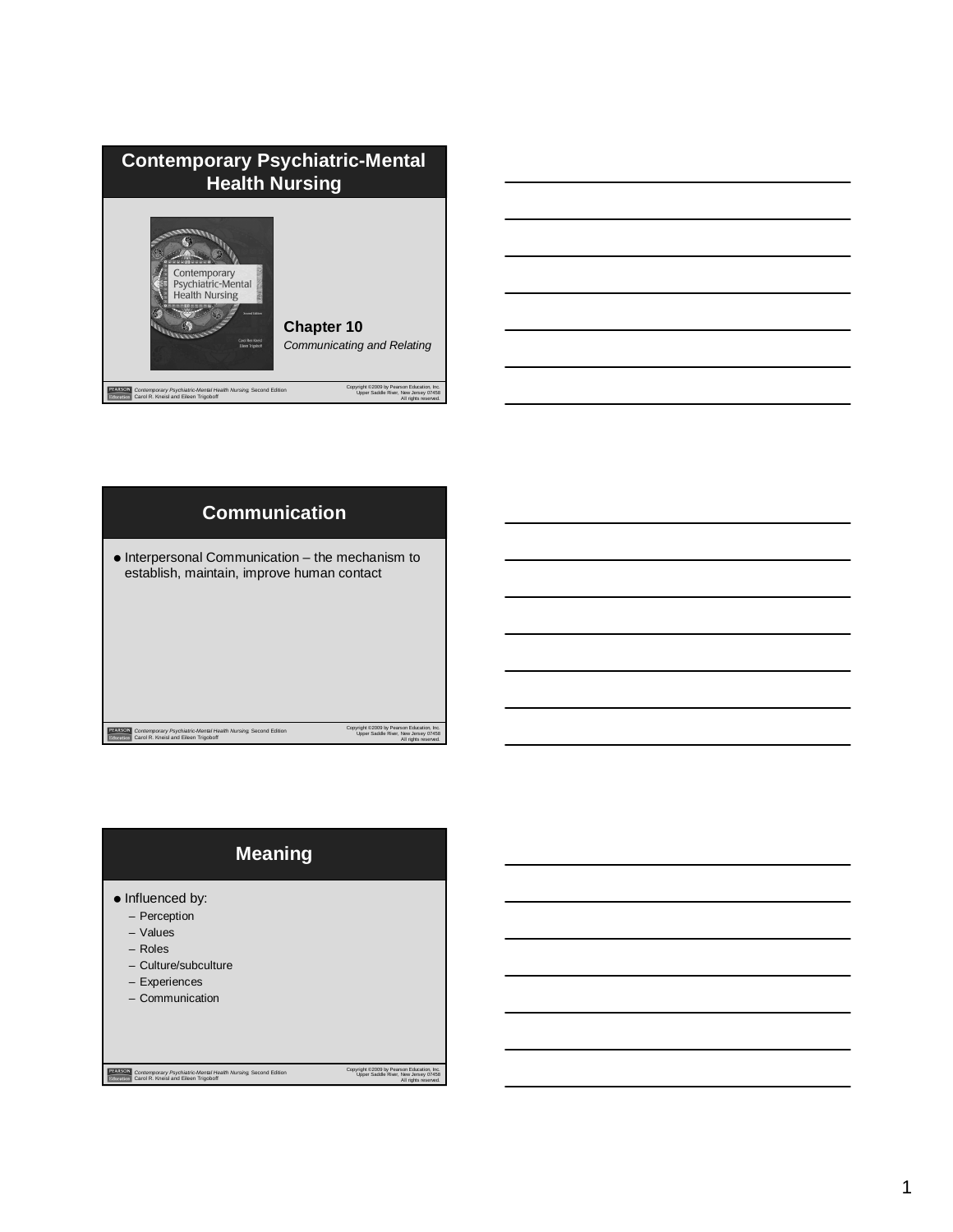# Contemporary Psychiatric-Mental Health Nursing

**Chapter 10**

*Communicating and Relating*

## Communication

- Interpersonal Communication – the mechanism to establish, maintain, improve human contact

## Meaning

- Influenced by:
  - Perception
  - Values
  - Roles
  - Culture/subculture
  - Experiences
  - Communication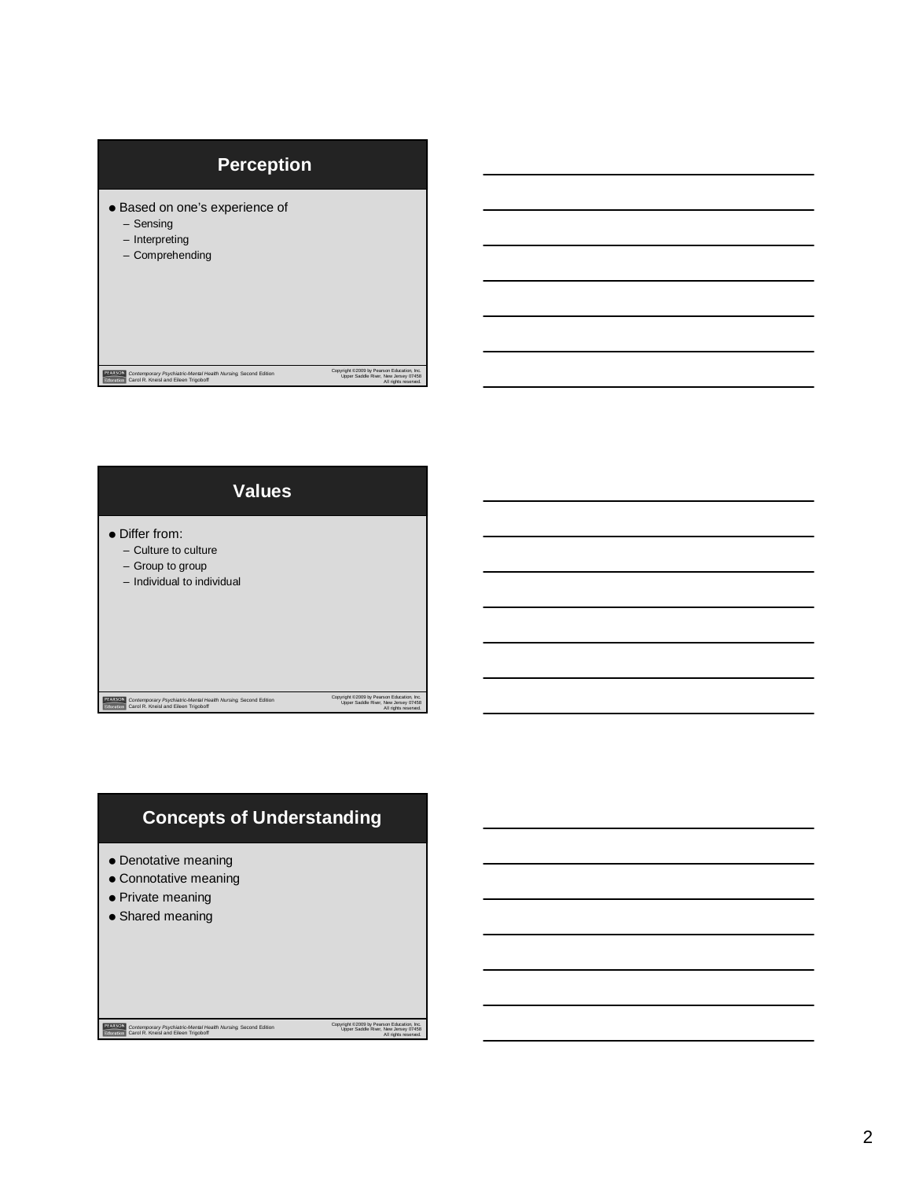## Perception

- Based on one's experience of
  - Sensing
  - Interpreting
  - Comprehending

## Values

- Differ from:
  - Culture to culture
  - Group to group
  - Individual to individual

## Concepts of Understanding

- Denotative meaning
- Connotative meaning
- Private meaning
- Shared meaning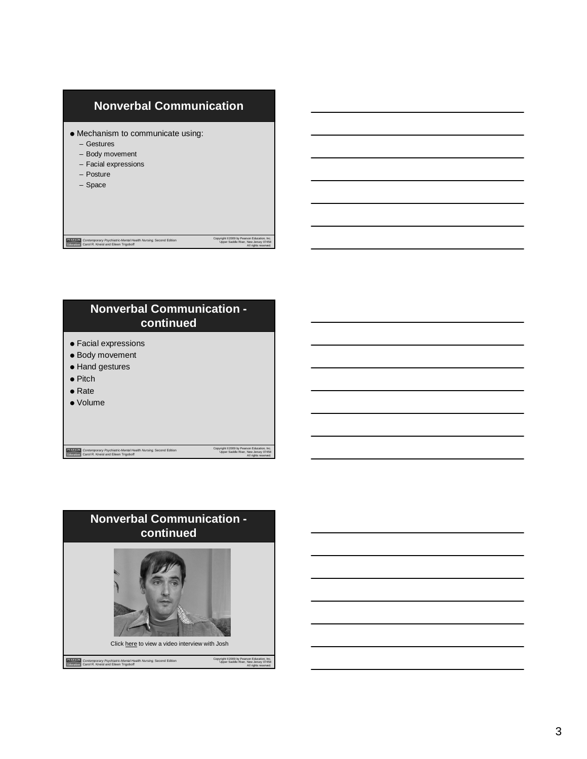## Nonverbal Communication

- Mechanism to communicate using:
  - Gestures
  - Body movement
  - Facial expressions
  - Posture
  - Space

## Nonverbal Communication - continued

- Facial expressions
- Body movement
- Hand gestures
- Pitch
- Rate
- Volume

## Nonverbal Communication - continued

Click here to view a video interview with Josh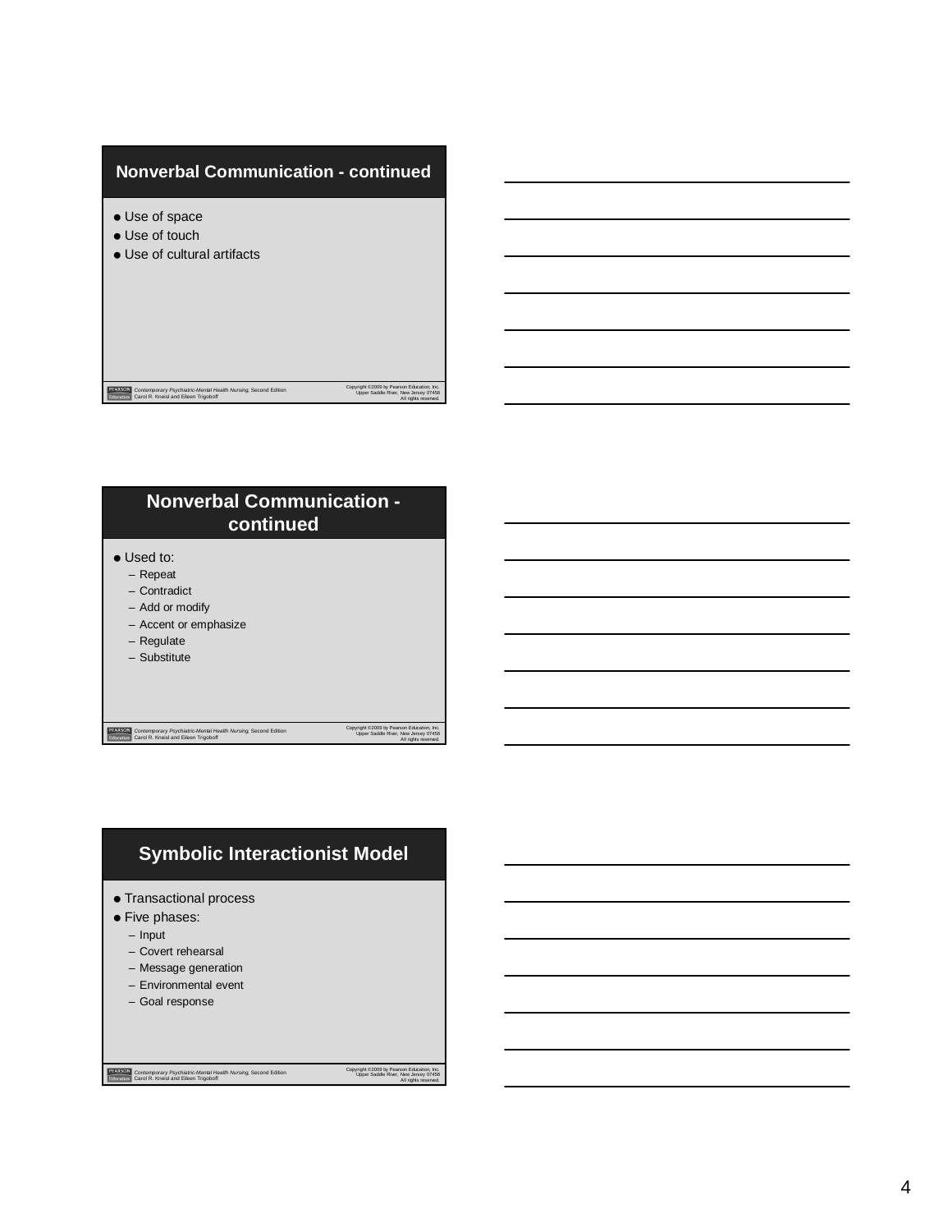## Nonverbal Communication - continued

- Use of space
- Use of touch
- Use of cultural artifacts

## Nonverbal Communication - continued

- Used to:
  - Repeat
  - Contradict
  - Add or modify
  - Accent or emphasize
  - Regulate
  - Substitute

## Symbolic Interactionist Model

- Transactional process
- Five phases:
  - Input
  - Covert rehearsal
  - Message generation
  - Environmental event
  - Goal response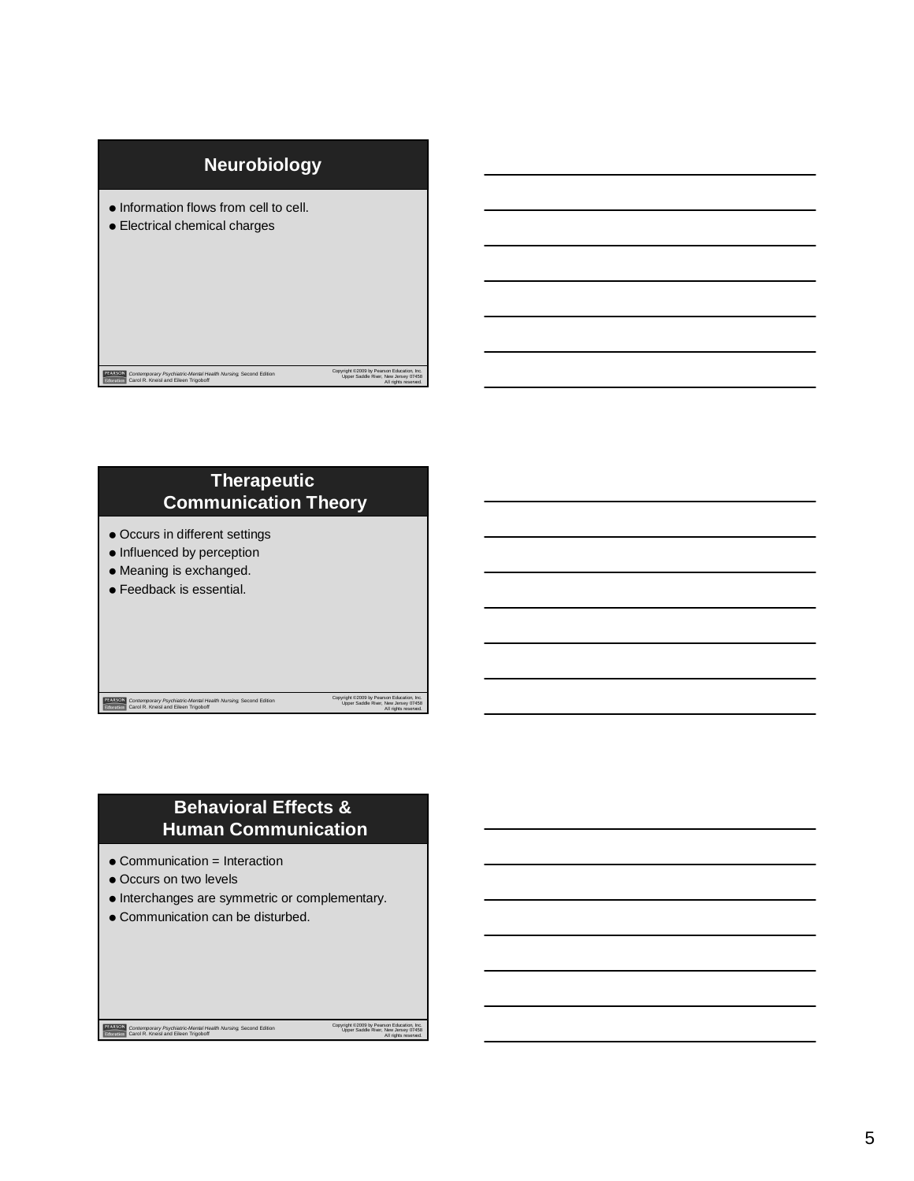## Neurobiology

- Information flows from cell to cell.
- Electrical chemical charges

## Therapeutic Communication Theory

- Occurs in different settings
- Influenced by perception
- Meaning is exchanged.
- Feedback is essential.

## Behavioral Effects & Human Communication

- Communication = Interaction
- Occurs on two levels
- Interchanges are symmetric or complementary.
- Communication can be disturbed.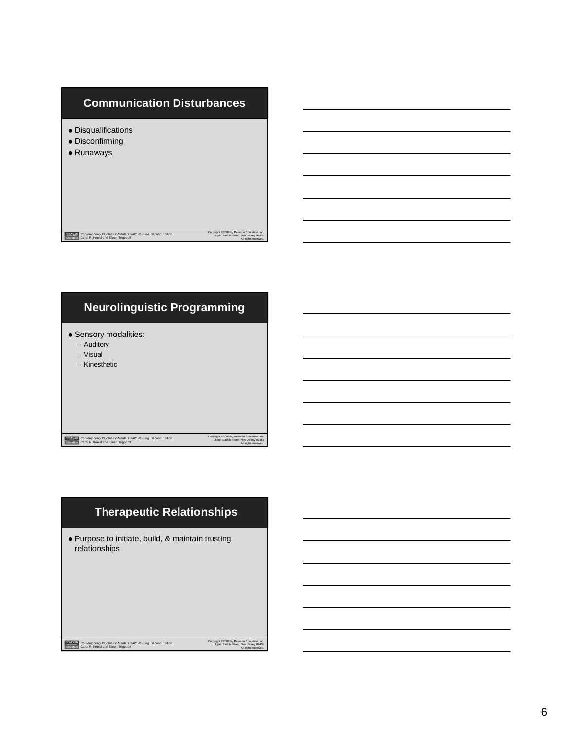## Communication Disturbances

- Disqualifications
- Disconfirming
- Runaways

## Neurolinguistic Programming

- Sensory modalities:
  - Auditory
  - Visual
  - Kinesthetic

## Therapeutic Relationships

- Purpose to initiate, build, & maintain trusting relationships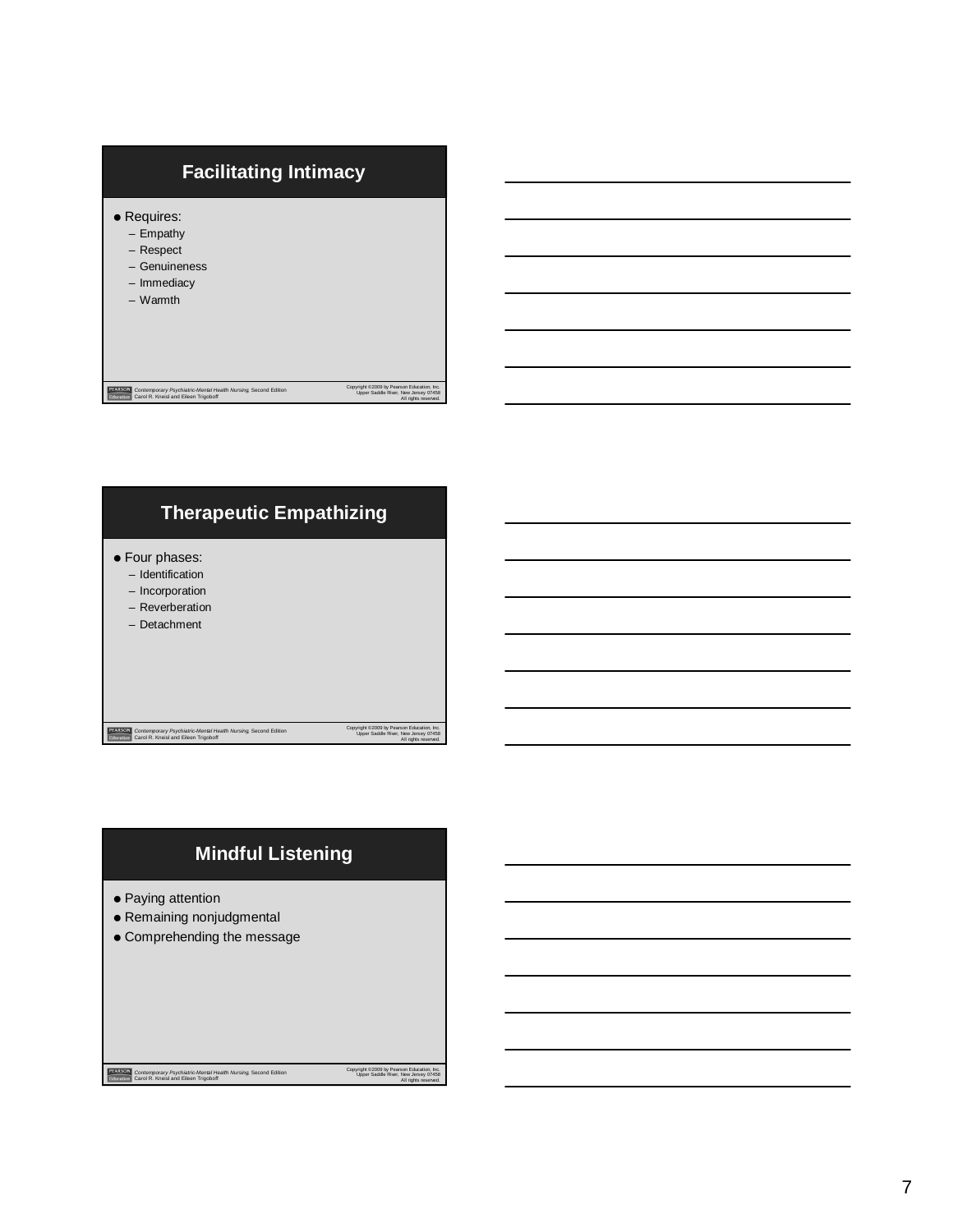## Facilitating Intimacy

- Requires:
  - Empathy
  - Respect
  - Genuineness
  - Immediacy
  - Warmth

## Therapeutic Empathizing

- Four phases:
  - Identification
  - Incorporation
  - Reverberation
  - Detachment

## Mindful Listening

- Paying attention
- Remaining nonjudgmental
- Comprehending the message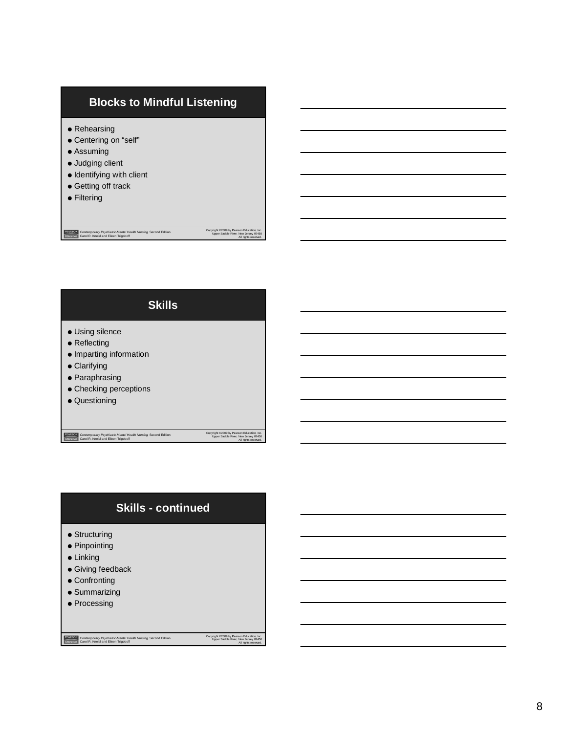## Blocks to Mindful Listening

- Rehearsing
- Centering on "self"
- Assuming
- Judging client
- Identifying with client
- Getting off track
- Filtering

## Skills

- Using silence
- Reflecting
- Imparting information
- Clarifying
- Paraphrasing
- Checking perceptions
- Questioning

## Skills - continued

- Structuring
- Pinpointing
- Linking
- Giving feedback
- Confronting
- Summarizing
- Processing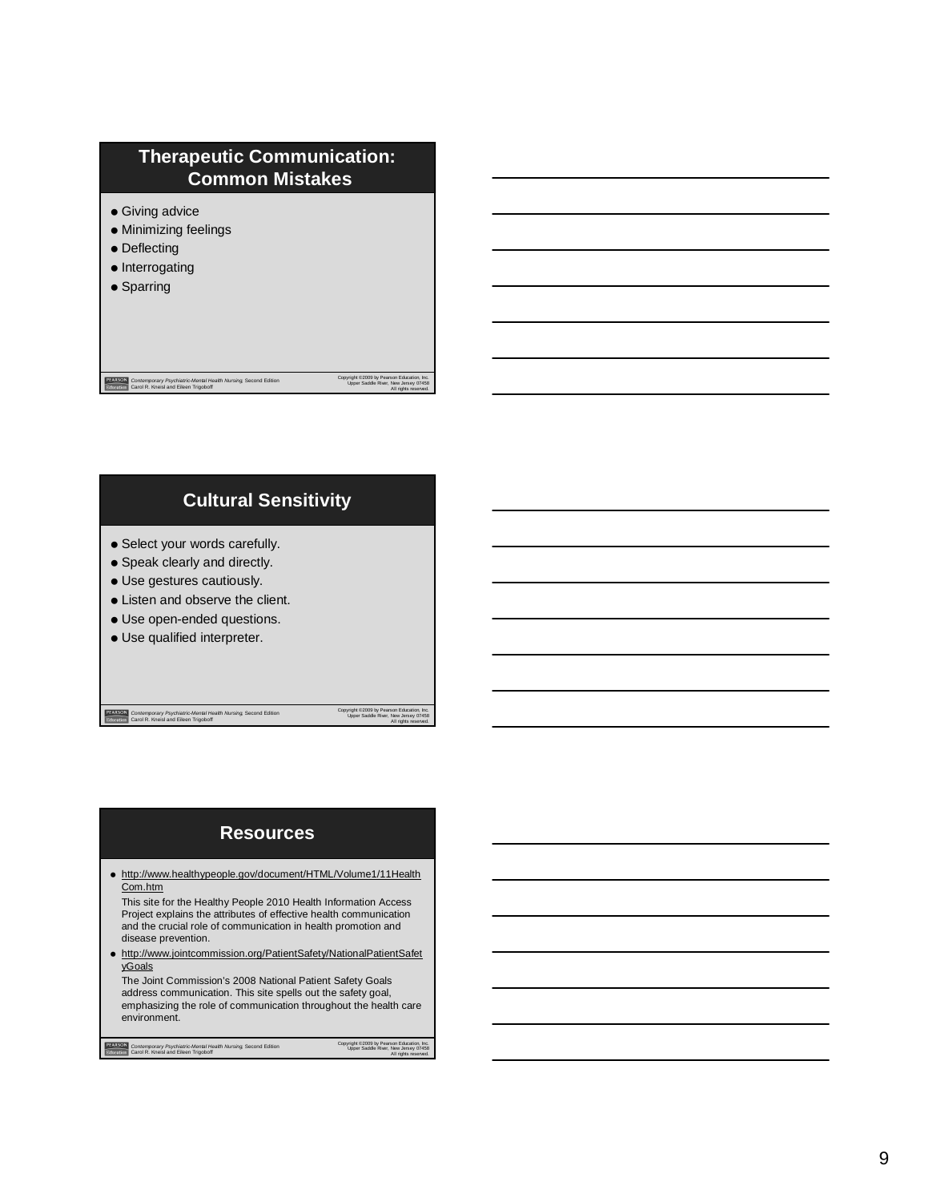## Therapeutic Communication: Common Mistakes

- Giving advice
- Minimizing feelings
- Deflecting
- Interrogating
- Sparring

## Cultural Sensitivity

- Select your words carefully.
- Speak clearly and directly.
- Use gestures cautiously.
- Listen and observe the client.
- Use open-ended questions.
- Use qualified interpreter.

## Resources

- http://www.healthypeople.gov/document/HTML/Volume1/11HealthCom.htm

  This site for the Healthy People 2010 Health Information Access Project explains the attributes of effective health communication and the crucial role of communication in health promotion and disease prevention.
- http://www.jointcommission.org/PatientSafety/NationalPatientSafetyGoals

  The Joint Commission's 2008 National Patient Safety Goals address communication. This site spells out the safety goal, emphasizing the role of communication throughout the health care environment.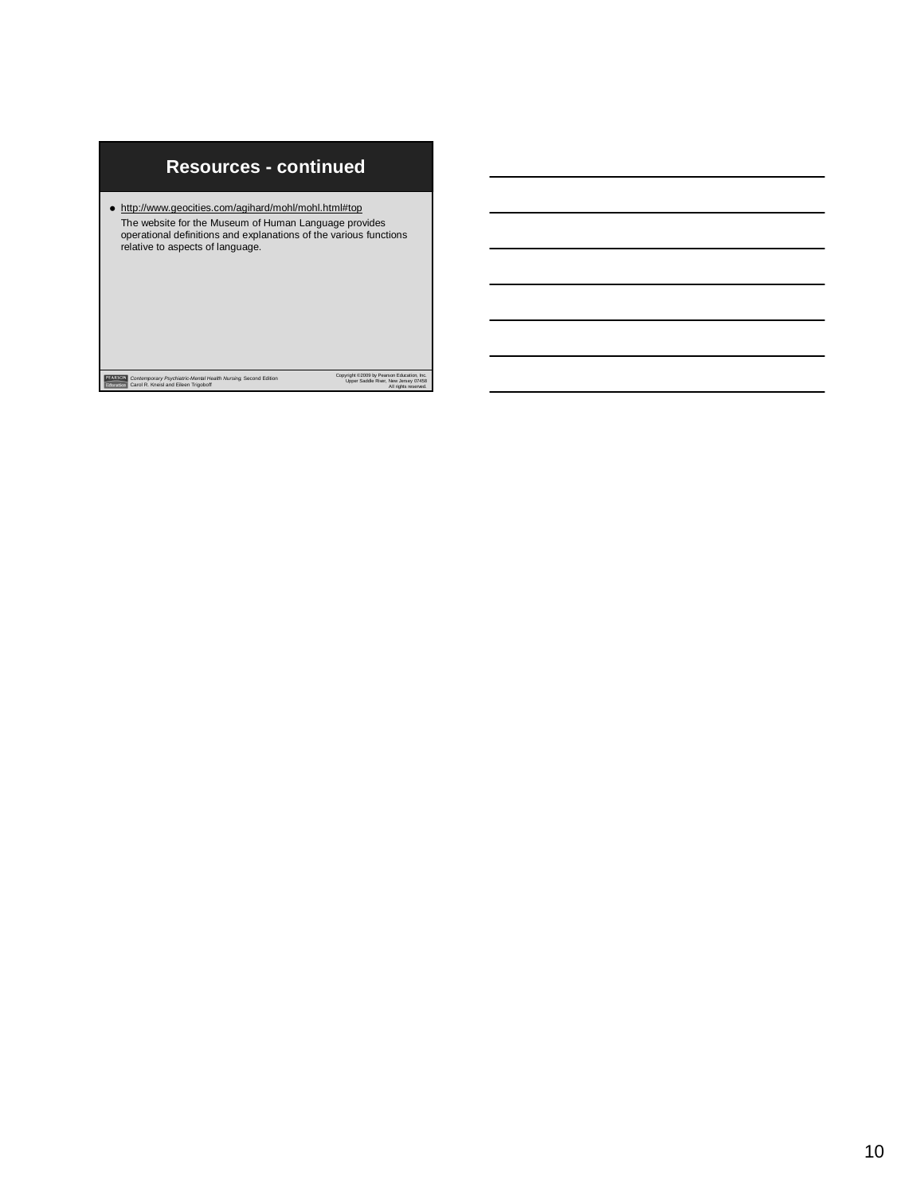# Resources - continued

- http://www.geocities.com/agihard/mohl/mohl.html#top
  The website for the Museum of Human Language provides operational definitions and explanations of the various functions relative to aspects of language.

*Contemporary Psychiatric-Mental Health Nursing*, Second Edition
Carol R. Kneisl and Eileen Trigoboff

Copyright ©2009 by Pearson Education, Inc.
Upper Saddle River, New Jersey 07458
All rights reserved.